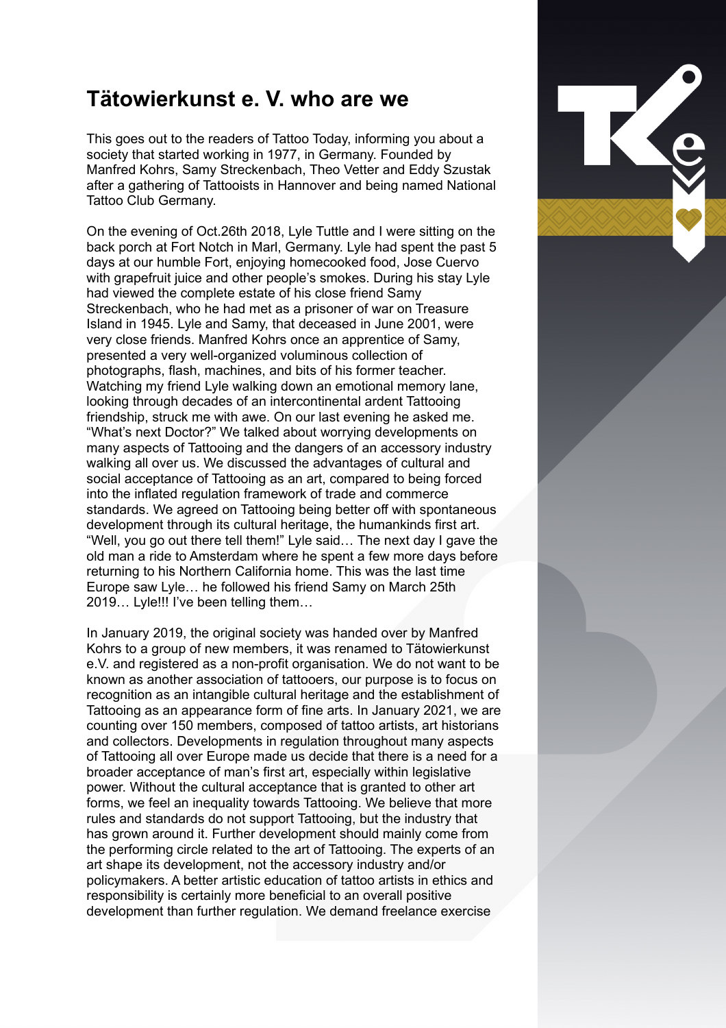# Tätowierkunst e. V. who are we

This goes out to the readers of Tattoo Today, informing you about a society that started working in 1977, in Germany. Founded by Manfred Kohrs, Samy Streckenbach, Theo Vetter and Eddy Szustak after a gathering of Tattooists in Hannover and being named National Tattoo Club Germany.

On the evening of Oct.26th 2018, Lyle Tuttle and I were sitting on the back porch at Fort Notch in Marl, Germany. Lyle had spent the past 5 days at our humble Fort, enjoying homecooked food, Jose Cuervo with grapefruit juice and other people's smokes. During his stay Lyle had viewed the complete estate of his close friend Samy Streckenbach, who he had met as a prisoner of war on Treasure Island in 1945. Lyle and Samy, that deceased in June 2001, were very close friends. Manfred Kohrs once an apprentice of Samy, presented a very well-organized voluminous collection of photographs, flash, machines, and bits of his former teacher. Watching my friend Lyle walking down an emotional memory lane, looking through decades of an intercontinental ardent Tattooing friendship, struck me with awe. On our last evening he asked me. "What's next Doctor?" We talked about worrying developments on many aspects of Tattooing and the dangers of an accessory industry walking all over us. We discussed the advantages of cultural and social acceptance of Tattooing as an art, compared to being forced into the inflated regulation framework of trade and commerce standards. We agreed on Tattooing being better off with spontaneous development through its cultural heritage, the humankinds first art. "Well, you go out there tell them!" Lyle said… The next day I gave the old man a ride to Amsterdam where he spent a few more days before returning to his Northern California home. This was the last time Europe saw Lyle… he followed his friend Samy on March 25th 2019… Lyle!!! I've been telling them…

In January 2019, the original society was handed over by Manfred Kohrs to a group of new members, it was renamed to Tätowierkunst e.V. and registered as a non-profit organisation. We do not want to be known as another association of tattooers, our purpose is to focus on recognition as an intangible cultural heritage and the establishment of Tattooing as an appearance form of fine arts. In January 2021, we are counting over 150 members, composed of tattoo artists, art historians and collectors. Developments in regulation throughout many aspects of Tattooing all over Europe made us decide that there is a need for a broader acceptance of man's first art, especially within legislative power. Without the cultural acceptance that is granted to other art forms, we feel an inequality towards Tattooing. We believe that more rules and standards do not support Tattooing, but the industry that has grown around it. Further development should mainly come from the performing circle related to the art of Tattooing. The experts of an art shape its development, not the accessory industry and/or policymakers. A better artistic education of tattoo artists in ethics and responsibility is certainly more beneficial to an overall positive development than further regulation. We demand freelance exercise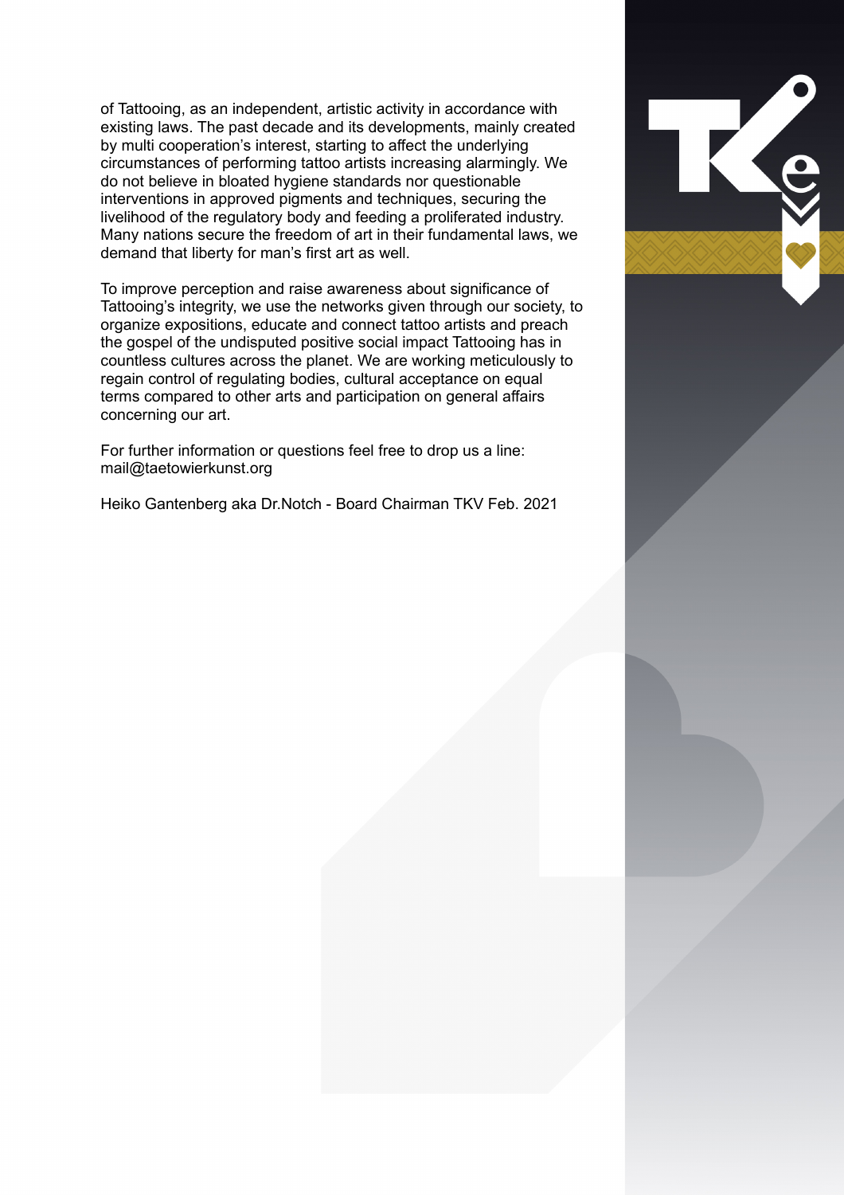of Tattooing, as an independent, artistic activity in accordance with existing laws. The past decade and its developments, mainly created by multi cooperation's interest, starting to affect the underlying circumstances of performing tattoo artists increasing alarmingly. We do not believe in bloated hygiene standards nor questionable interventions in approved pigments and techniques, securing the livelihood of the regulatory body and feeding a proliferated industry. Many nations secure the freedom of art in their fundamental laws, we demand that liberty for man's first art as well.

To improve perception and raise awareness about significance of Tattooing's integrity, we use the networks given through our society, to organize expositions, educate and connect tattoo artists and preach the gospel of the undisputed positive social impact Tattooing has in countless cultures across the planet. We are working meticulously to regain control of regulating bodies, cultural acceptance on equal terms compared to other arts and participation on general affairs concerning our art.

For further information or questions feel free to drop us a line:
mail@taetowierkunst.org

Heiko Gantenberg aka Dr.Notch - Board Chairman TKV Feb. 2021